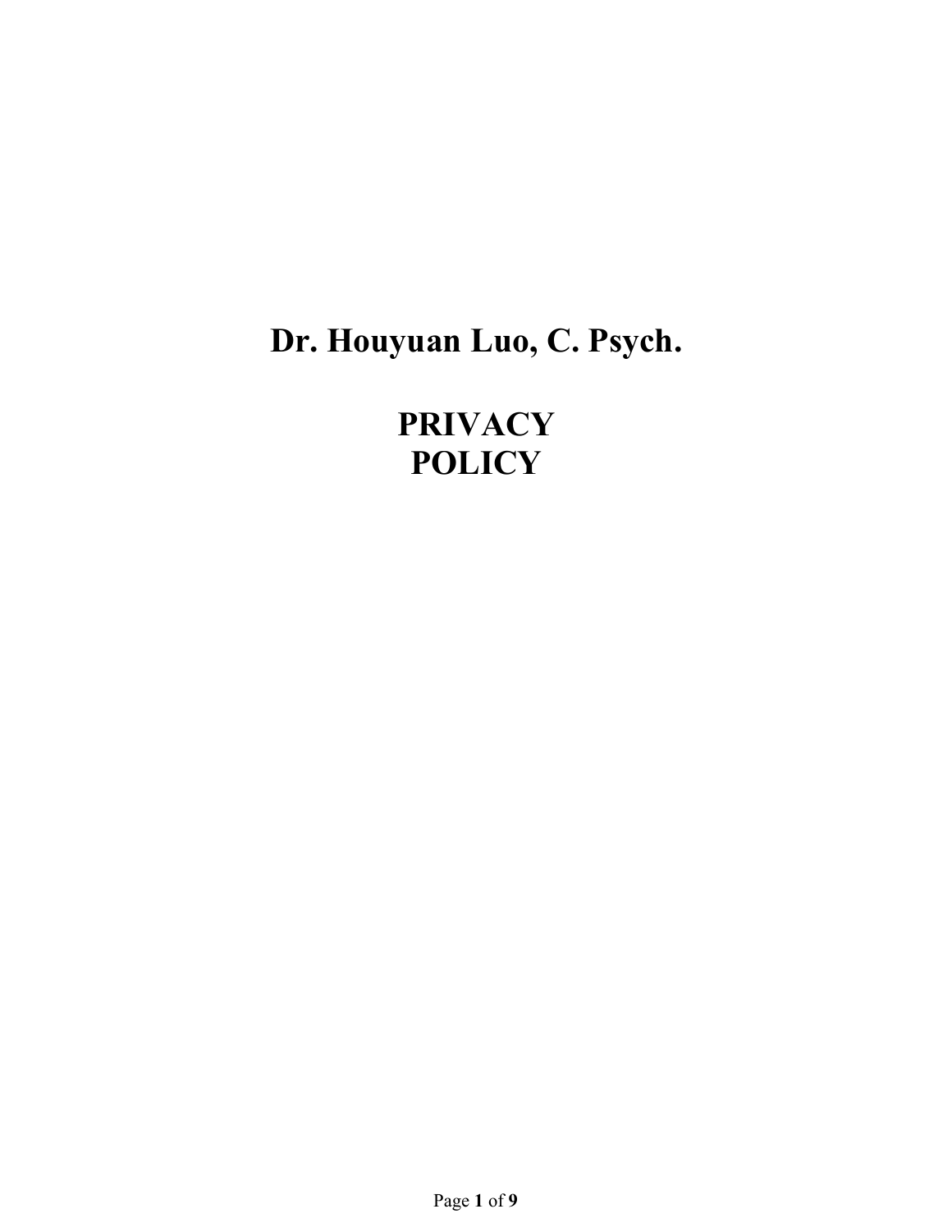# Dr. Houyuan Luo, C. Psych.

# PRIVACY POLICY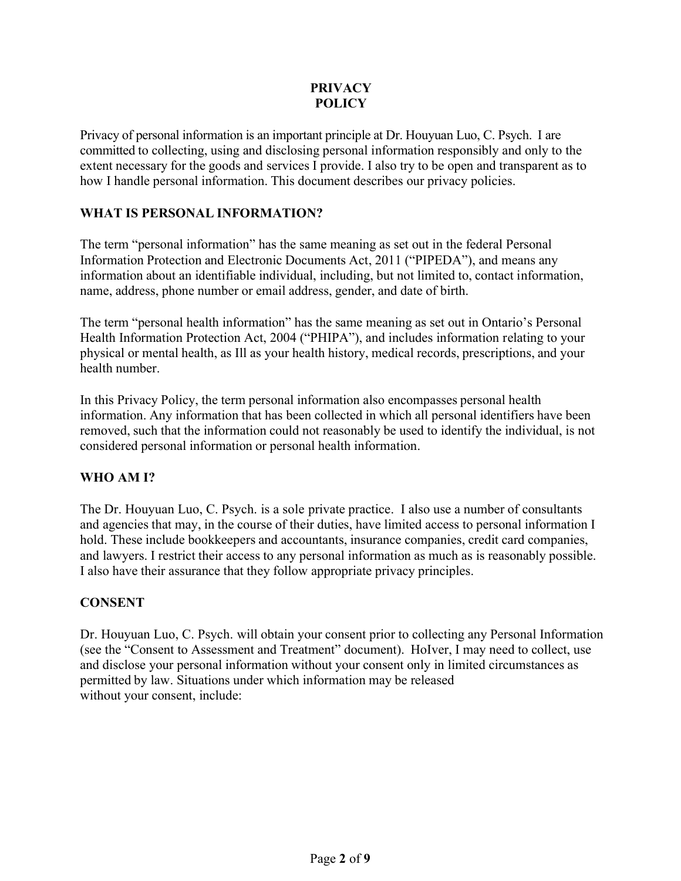# PRIVACY POLICY

Privacy of personal information is an important principle at Dr. Houyuan Luo, C. Psych. I are committed to collecting, using and disclosing personal information responsibly and only to the extent necessary for the goods and services I provide. I also try to be open and transparent as to how I handle personal information. This document describes our privacy policies.

## WHAT IS PERSONAL INFORMATION?

The term "personal information" has the same meaning as set out in the federal Personal Information Protection and Electronic Documents Act, 2011 ("PIPEDA"), and means any information about an identifiable individual, including, but not limited to, contact information, name, address, phone number or email address, gender, and date of birth.

The term "personal health information" has the same meaning as set out in Ontario's Personal Health Information Protection Act, 2004 ("PHIPA"), and includes information relating to your physical or mental health, as Ill as your health history, medical records, prescriptions, and your health number.

In this Privacy Policy, the term personal information also encompasses personal health information. Any information that has been collected in which all personal identifiers have been removed, such that the information could not reasonably be used to identify the individual, is not considered personal information or personal health information.

## WHO AM I?

The Dr. Houyuan Luo, C. Psych. is a sole private practice. I also use a number of consultants and agencies that may, in the course of their duties, have limited access to personal information I hold. These include bookkeepers and accountants, insurance companies, credit card companies, and lawyers. I restrict their access to any personal information as much as is reasonably possible. I also have their assurance that they follow appropriate privacy principles.

## CONSENT

Dr. Houyuan Luo, C. Psych. will obtain your consent prior to collecting any Personal Information (see the "Consent to Assessment and Treatment" document). HoIver, I may need to collect, use and disclose your personal information without your consent only in limited circumstances as permitted by law. Situations under which information may be released without your consent, include: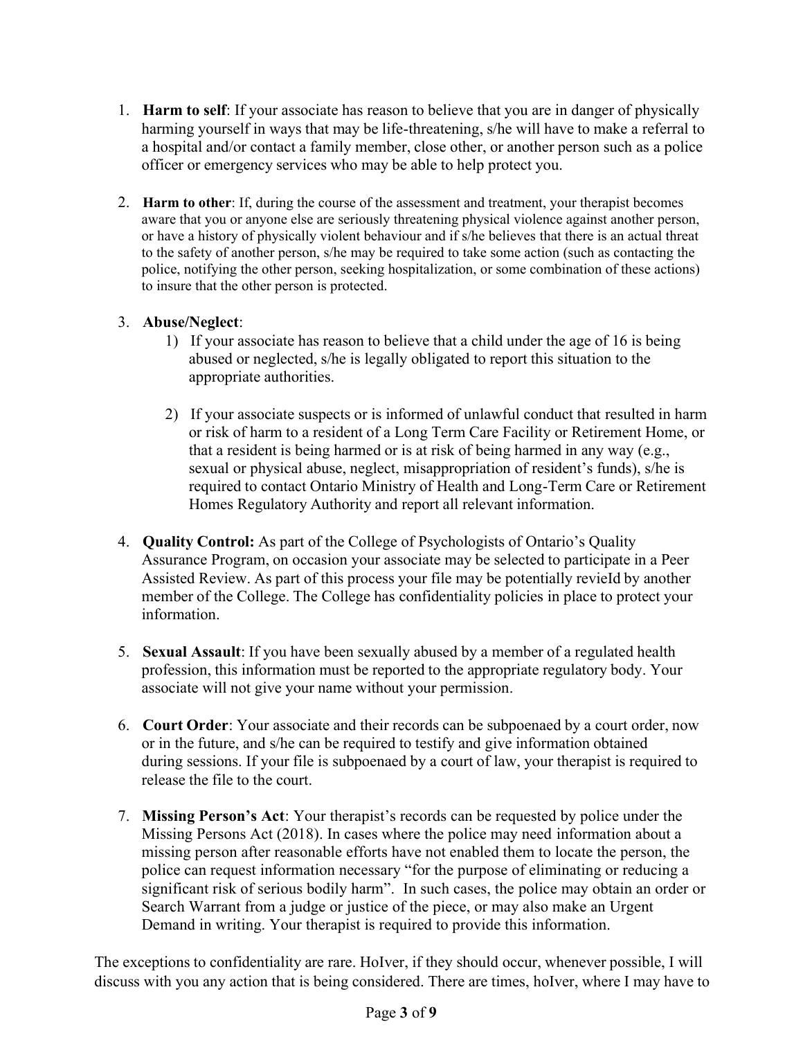1. **Harm to self**: If your associate has reason to believe that you are in danger of physically harming yourself in ways that may be life-threatening, s/he will have to make a referral to a hospital and/or contact a family member, close other, or another person such as a police officer or emergency services who may be able to help protect you.

2. **Harm to other**: If, during the course of the assessment and treatment, your therapist becomes aware that you or anyone else are seriously threatening physical violence against another person, or have a history of physically violent behaviour and if s/he believes that there is an actual threat to the safety of another person, s/he may be required to take some action (such as contacting the police, notifying the other person, seeking hospitalization, or some combination of these actions) to insure that the other person is protected.

3. **Abuse/Neglect**:
   1) If your associate has reason to believe that a child under the age of 16 is being abused or neglected, s/he is legally obligated to report this situation to the appropriate authorities.

   2) If your associate suspects or is informed of unlawful conduct that resulted in harm or risk of harm to a resident of a Long Term Care Facility or Retirement Home, or that a resident is being harmed or is at risk of being harmed in any way (e.g., sexual or physical abuse, neglect, misappropriation of resident's funds), s/he is required to contact Ontario Ministry of Health and Long-Term Care or Retirement Homes Regulatory Authority and report all relevant information.

4. **Quality Control:** As part of the College of Psychologists of Ontario's Quality Assurance Program, on occasion your associate may be selected to participate in a Peer Assisted Review. As part of this process your file may be potentially revieId by another member of the College. The College has confidentiality policies in place to protect your information.

5. **Sexual Assault**: If you have been sexually abused by a member of a regulated health profession, this information must be reported to the appropriate regulatory body. Your associate will not give your name without your permission.

6. **Court Order**: Your associate and their records can be subpoenaed by a court order, now or in the future, and s/he can be required to testify and give information obtained during sessions. If your file is subpoenaed by a court of law, your therapist is required to release the file to the court.

7. **Missing Person's Act**: Your therapist's records can be requested by police under the Missing Persons Act (2018). In cases where the police may need information about a missing person after reasonable efforts have not enabled them to locate the person, the police can request information necessary "for the purpose of eliminating or reducing a significant risk of serious bodily harm". In such cases, the police may obtain an order or Search Warrant from a judge or justice of the piece, or may also make an Urgent Demand in writing. Your therapist is required to provide this information.

The exceptions to confidentiality are rare. HoIver, if they should occur, whenever possible, I will discuss with you any action that is being considered. There are times, hoIver, where I may have to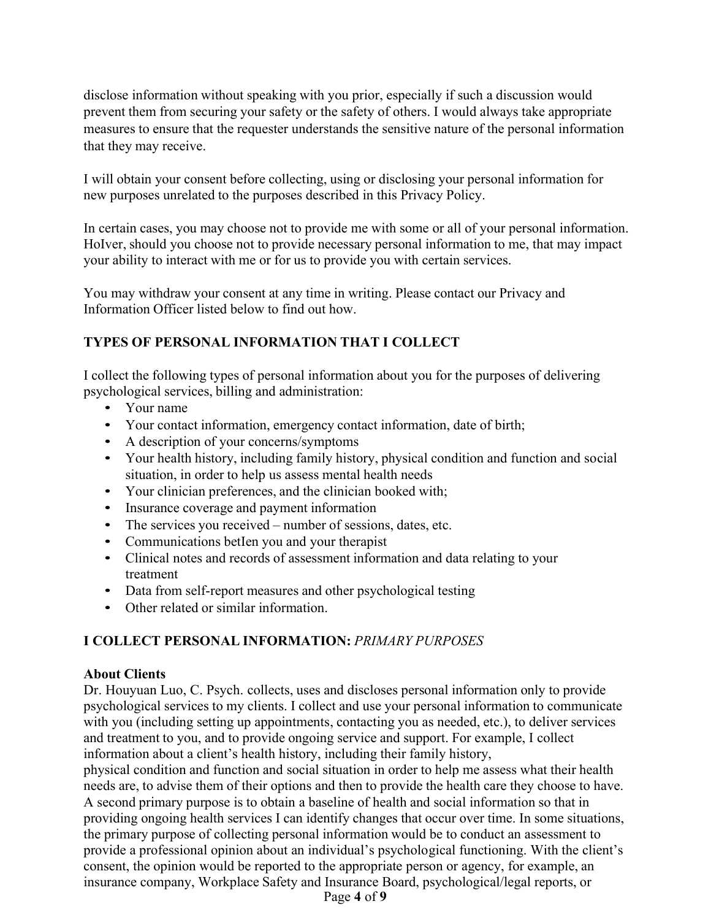disclose information without speaking with you prior, especially if such a discussion would prevent them from securing your safety or the safety of others. I would always take appropriate measures to ensure that the requester understands the sensitive nature of the personal information that they may receive.

I will obtain your consent before collecting, using or disclosing your personal information for new purposes unrelated to the purposes described in this Privacy Policy.

In certain cases, you may choose not to provide me with some or all of your personal information. HoIver, should you choose not to provide necessary personal information to me, that may impact your ability to interact with me or for us to provide you with certain services.

You may withdraw your consent at any time in writing. Please contact our Privacy and Information Officer listed below to find out how.

**TYPES OF PERSONAL INFORMATION THAT I COLLECT**

I collect the following types of personal information about you for the purposes of delivering psychological services, billing and administration:

- Your name
- Your contact information, emergency contact information, date of birth;
- A description of your concerns/symptoms
- Your health history, including family history, physical condition and function and social situation, in order to help us assess mental health needs
- Your clinician preferences, and the clinician booked with;
- Insurance coverage and payment information
- The services you received – number of sessions, dates, etc.
- Communications betIen you and your therapist
- Clinical notes and records of assessment information and data relating to your treatment
- Data from self-report measures and other psychological testing
- Other related or similar information.

**I COLLECT PERSONAL INFORMATION:** *PRIMARY PURPOSES*

**About Clients**

Dr. Houyuan Luo, C. Psych. collects, uses and discloses personal information only to provide psychological services to my clients. I collect and use your personal information to communicate with you (including setting up appointments, contacting you as needed, etc.), to deliver services and treatment to you, and to provide ongoing service and support. For example, I collect information about a client's health history, including their family history, physical condition and function and social situation in order to help me assess what their health needs are, to advise them of their options and then to provide the health care they choose to have. A second primary purpose is to obtain a baseline of health and social information so that in providing ongoing health services I can identify changes that occur over time. In some situations, the primary purpose of collecting personal information would be to conduct an assessment to provide a professional opinion about an individual's psychological functioning. With the client's consent, the opinion would be reported to the appropriate person or agency, for example, an insurance company, Workplace Safety and Insurance Board, psychological/legal reports, or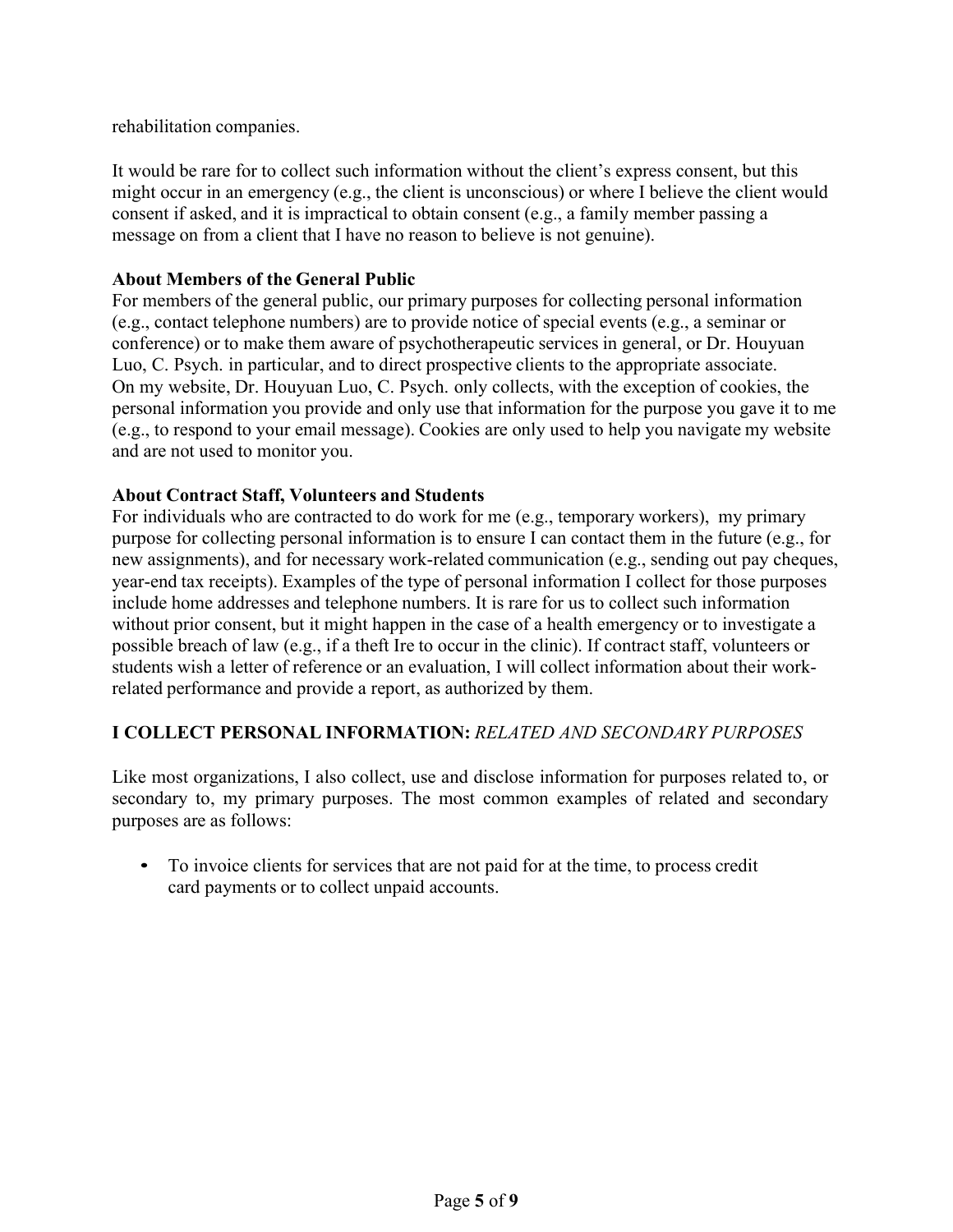rehabilitation companies.

It would be rare for to collect such information without the client's express consent, but this might occur in an emergency (e.g., the client is unconscious) or where I believe the client would consent if asked, and it is impractical to obtain consent (e.g., a family member passing a message on from a client that I have no reason to believe is not genuine).

**About Members of the General Public**

For members of the general public, our primary purposes for collecting personal information (e.g., contact telephone numbers) are to provide notice of special events (e.g., a seminar or conference) or to make them aware of psychotherapeutic services in general, or Dr. Houyuan Luo, C. Psych. in particular, and to direct prospective clients to the appropriate associate. On my website, Dr. Houyuan Luo, C. Psych. only collects, with the exception of cookies, the personal information you provide and only use that information for the purpose you gave it to me (e.g., to respond to your email message). Cookies are only used to help you navigate my website and are not used to monitor you.

**About Contract Staff, Volunteers and Students**

For individuals who are contracted to do work for me (e.g., temporary workers), my primary purpose for collecting personal information is to ensure I can contact them in the future (e.g., for new assignments), and for necessary work-related communication (e.g., sending out pay cheques, year-end tax receipts). Examples of the type of personal information I collect for those purposes include home addresses and telephone numbers. It is rare for us to collect such information without prior consent, but it might happen in the case of a health emergency or to investigate a possible breach of law (e.g., if a theft Ire to occur in the clinic). If contract staff, volunteers or students wish a letter of reference or an evaluation, I will collect information about their work-related performance and provide a report, as authorized by them.

## I COLLECT PERSONAL INFORMATION: *RELATED AND SECONDARY PURPOSES*

Like most organizations, I also collect, use and disclose information for purposes related to, or secondary to, my primary purposes. The most common examples of related and secondary purposes are as follows:

- To invoice clients for services that are not paid for at the time, to process credit card payments or to collect unpaid accounts.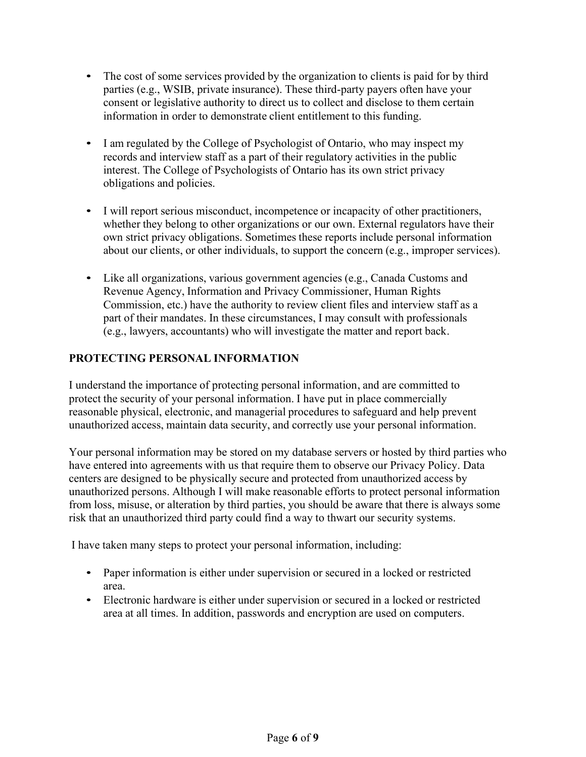- The cost of some services provided by the organization to clients is paid for by third parties (e.g., WSIB, private insurance). These third-party payers often have your consent or legislative authority to direct us to collect and disclose to them certain information in order to demonstrate client entitlement to this funding.

- I am regulated by the College of Psychologist of Ontario, who may inspect my records and interview staff as a part of their regulatory activities in the public interest. The College of Psychologists of Ontario has its own strict privacy obligations and policies.

- I will report serious misconduct, incompetence or incapacity of other practitioners, whether they belong to other organizations or our own. External regulators have their own strict privacy obligations. Sometimes these reports include personal information about our clients, or other individuals, to support the concern (e.g., improper services).

- Like all organizations, various government agencies (e.g., Canada Customs and Revenue Agency, Information and Privacy Commissioner, Human Rights Commission, etc.) have the authority to review client files and interview staff as a part of their mandates. In these circumstances, I may consult with professionals (e.g., lawyers, accountants) who will investigate the matter and report back.

## PROTECTING PERSONAL INFORMATION

I understand the importance of protecting personal information, and are committed to protect the security of your personal information. I have put in place commercially reasonable physical, electronic, and managerial procedures to safeguard and help prevent unauthorized access, maintain data security, and correctly use your personal information.

Your personal information may be stored on my database servers or hosted by third parties who have entered into agreements with us that require them to observe our Privacy Policy. Data centers are designed to be physically secure and protected from unauthorized access by unauthorized persons. Although I will make reasonable efforts to protect personal information from loss, misuse, or alteration by third parties, you should be aware that there is always some risk that an unauthorized third party could find a way to thwart our security systems.

I have taken many steps to protect your personal information, including:

- Paper information is either under supervision or secured in a locked or restricted area.
- Electronic hardware is either under supervision or secured in a locked or restricted area at all times. In addition, passwords and encryption are used on computers.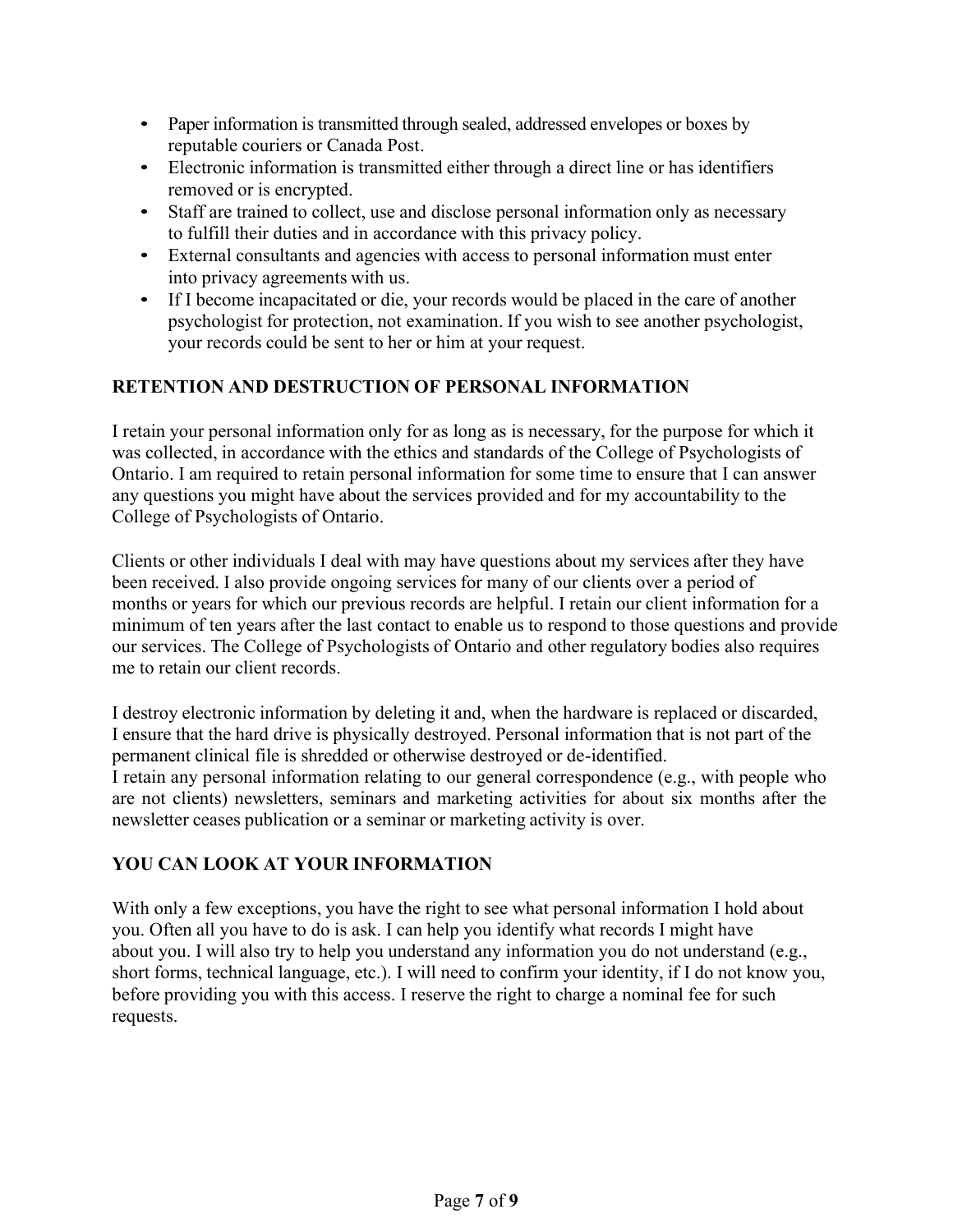- Paper information is transmitted through sealed, addressed envelopes or boxes by reputable couriers or Canada Post.
- Electronic information is transmitted either through a direct line or has identifiers removed or is encrypted.
- Staff are trained to collect, use and disclose personal information only as necessary to fulfill their duties and in accordance with this privacy policy.
- External consultants and agencies with access to personal information must enter into privacy agreements with us.
- If I become incapacitated or die, your records would be placed in the care of another psychologist for protection, not examination. If you wish to see another psychologist, your records could be sent to her or him at your request.

## RETENTION AND DESTRUCTION OF PERSONAL INFORMATION

I retain your personal information only for as long as is necessary, for the purpose for which it was collected, in accordance with the ethics and standards of the College of Psychologists of Ontario. I am required to retain personal information for some time to ensure that I can answer any questions you might have about the services provided and for my accountability to the College of Psychologists of Ontario.

Clients or other individuals I deal with may have questions about my services after they have been received. I also provide ongoing services for many of our clients over a period of months or years for which our previous records are helpful. I retain our client information for a minimum of ten years after the last contact to enable us to respond to those questions and provide our services. The College of Psychologists of Ontario and other regulatory bodies also requires me to retain our client records.

I destroy electronic information by deleting it and, when the hardware is replaced or discarded, I ensure that the hard drive is physically destroyed. Personal information that is not part of the permanent clinical file is shredded or otherwise destroyed or de-identified.
I retain any personal information relating to our general correspondence (e.g., with people who are not clients) newsletters, seminars and marketing activities for about six months after the newsletter ceases publication or a seminar or marketing activity is over.

## YOU CAN LOOK AT YOUR INFORMATION

With only a few exceptions, you have the right to see what personal information I hold about you. Often all you have to do is ask. I can help you identify what records I might have about you. I will also try to help you understand any information you do not understand (e.g., short forms, technical language, etc.). I will need to confirm your identity, if I do not know you, before providing you with this access. I reserve the right to charge a nominal fee for such requests.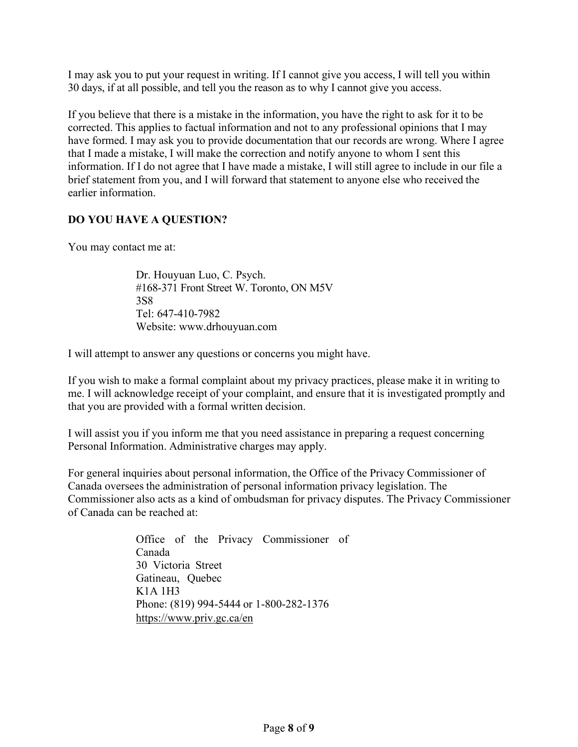I may ask you to put your request in writing. If I cannot give you access, I will tell you within 30 days, if at all possible, and tell you the reason as to why I cannot give you access.

If you believe that there is a mistake in the information, you have the right to ask for it to be corrected. This applies to factual information and not to any professional opinions that I may have formed. I may ask you to provide documentation that our records are wrong. Where I agree that I made a mistake, I will make the correction and notify anyone to whom I sent this information. If I do not agree that I have made a mistake, I will still agree to include in our file a brief statement from you, and I will forward that statement to anyone else who received the earlier information.

## DO YOU HAVE A QUESTION?

You may contact me at:

> Dr. Houyuan Luo, C. Psych.
> #168-371 Front Street W. Toronto, ON M5V 3S8
> Tel: 647-410-7982
> Website: www.drhouyuan.com

I will attempt to answer any questions or concerns you might have.

If you wish to make a formal complaint about my privacy practices, please make it in writing to me. I will acknowledge receipt of your complaint, and ensure that it is investigated promptly and that you are provided with a formal written decision.

I will assist you if you inform me that you need assistance in preparing a request concerning Personal Information. Administrative charges may apply.

For general inquiries about personal information, the Office of the Privacy Commissioner of Canada oversees the administration of personal information privacy legislation. The Commissioner also acts as a kind of ombudsman for privacy disputes. The Privacy Commissioner of Canada can be reached at:

> Office of the Privacy Commissioner of Canada
> 30 Victoria Street
> Gatineau, Quebec
> K1A 1H3
> Phone: (819) 994-5444 or 1-800-282-1376
> https://www.priv.gc.ca/en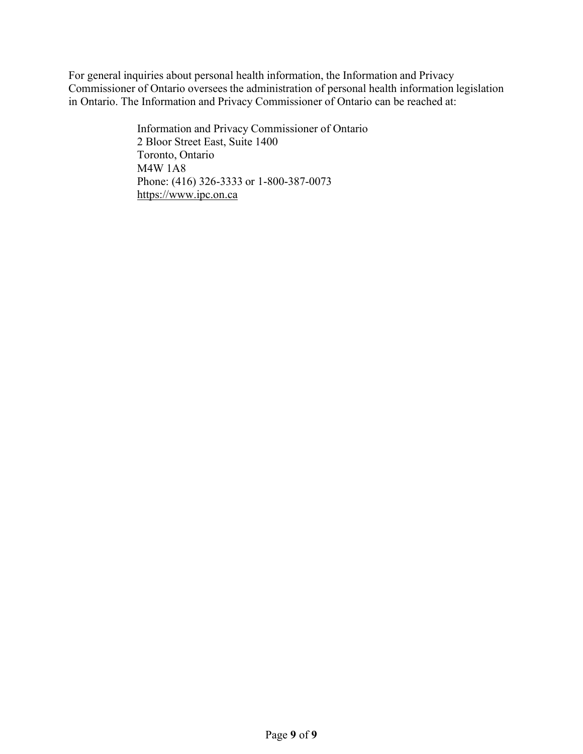For general inquiries about personal health information, the Information and Privacy Commissioner of Ontario oversees the administration of personal health information legislation in Ontario. The Information and Privacy Commissioner of Ontario can be reached at:

> Information and Privacy Commissioner of Ontario
> 2 Bloor Street East, Suite 1400
> Toronto, Ontario
> M4W 1A8
> Phone: (416) 326-3333 or 1-800-387-0073
> https://www.ipc.on.ca